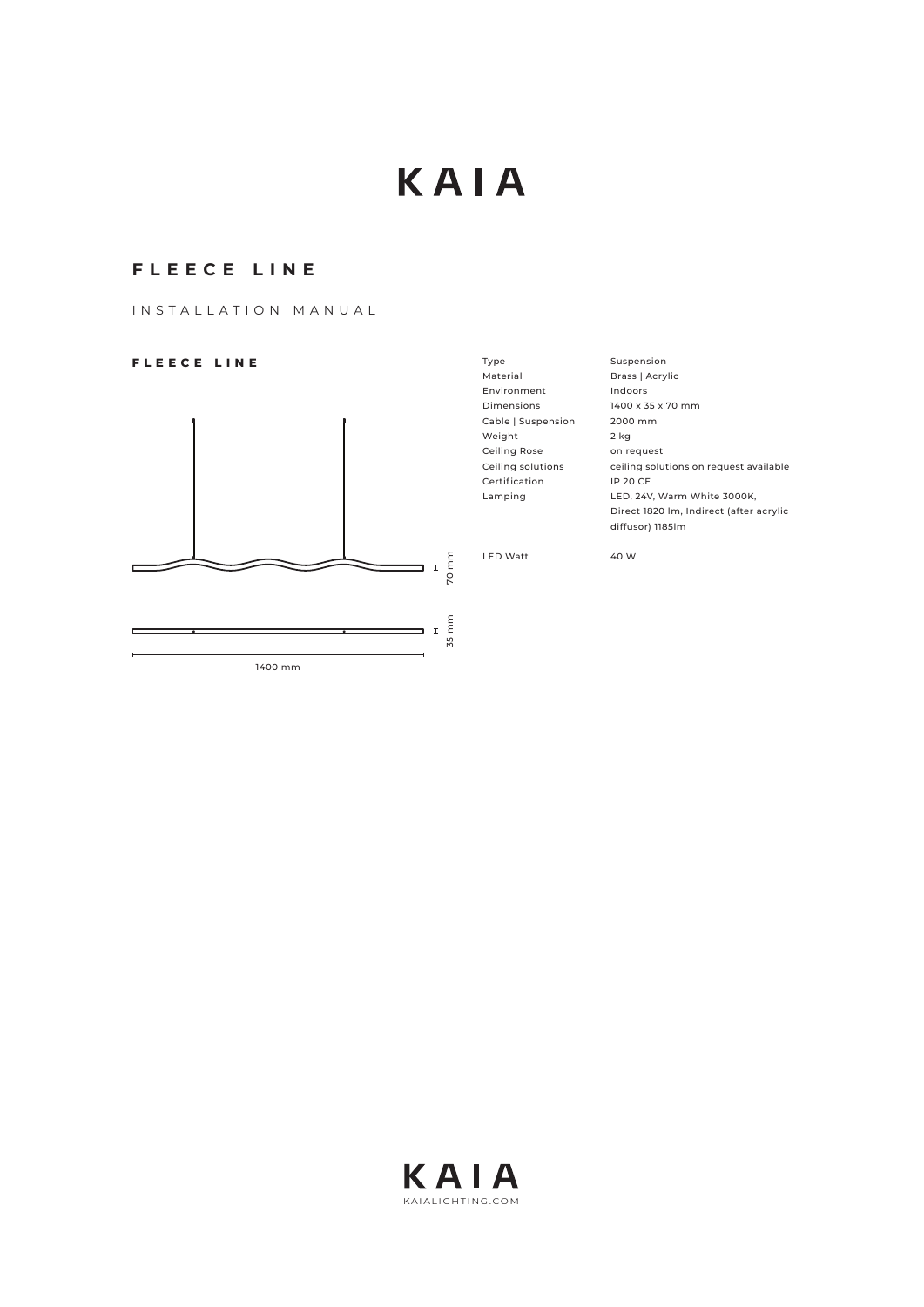# KAIA

## FLEECE LINE

INSTALLATION MANUAL

### FLEECE LINE

70 mm

35 mm

1400 mm

| | |
|---|---|
| Type | Suspension |
| Material | Brass \| Acrylic |
| Environment | Indoors |
| Dimensions | 1400 x 35 x 70 mm |
| Cable \| Suspension | 2000 mm |
| Weight | 2 kg |
| Ceiling Rose | on request |
| Ceiling solutions | ceiling solutions on request available |
| Certification | IP 20 CE |
| Lamping | LED, 24V, Warm White 3000K, Direct 1820 lm, Indirect (after acrylic diffusor) 1185lm |
| LED Watt | 40 W |

KAIA
KAIALIGHTING.COM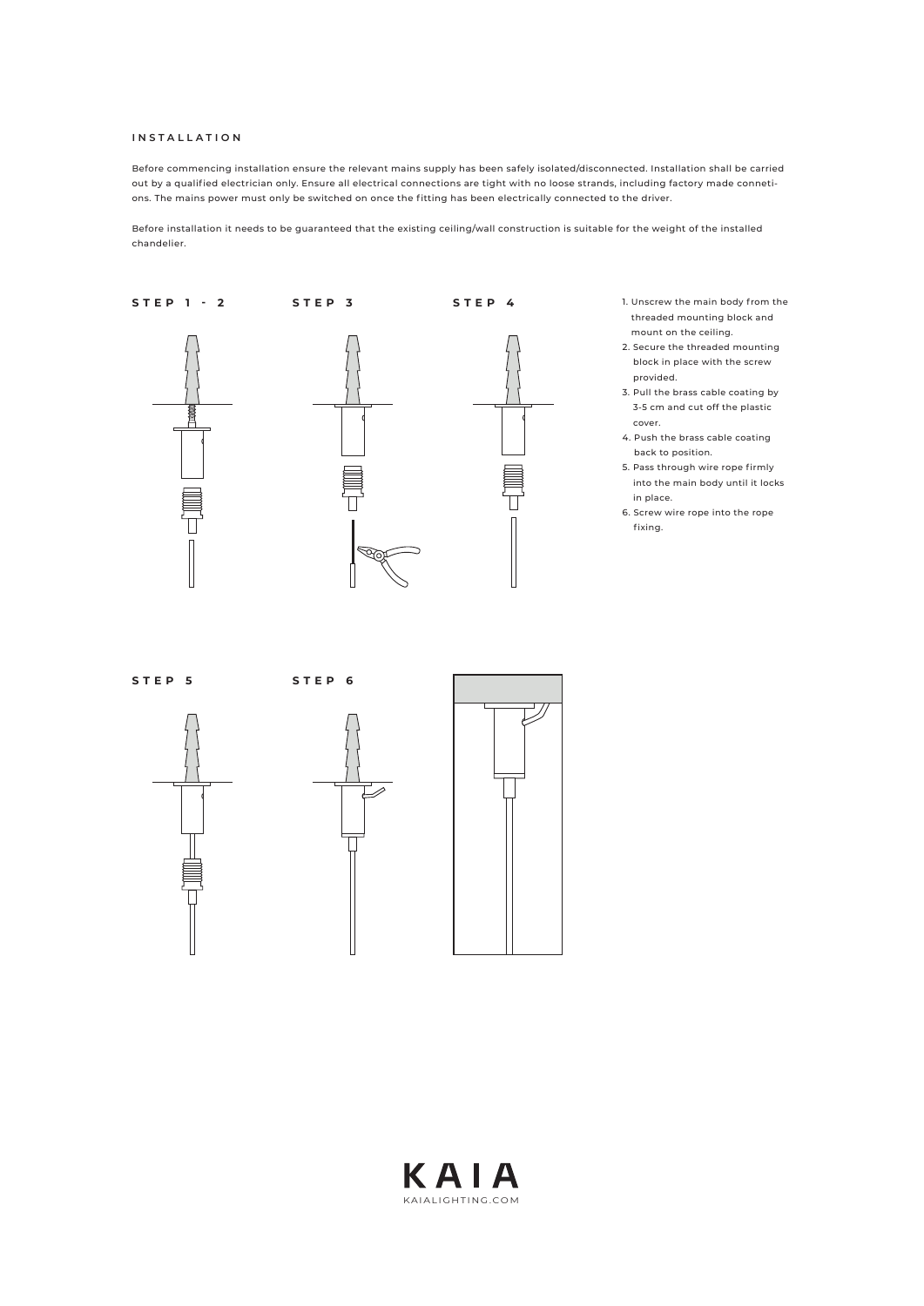## INSTALLATION

Before commencing installation ensure the relevant mains supply has been safely isolated/disconnected. Installation shall be carried out by a qualified electrician only. Ensure all electrical connections are tight with no loose strands, including factory made connetions. The mains power must only be switched on once the fitting has been electrically connected to the driver.

Before installation it needs to be guaranteed that the existing ceiling/wall construction is suitable for the weight of the installed chandelier.

**STEP 1 - 2**

**STEP 3**

**STEP 4**

1. Unscrew the main body from the threaded mounting block and mount on the ceiling.
2. Secure the threaded mounting block in place with the screw provided.
3. Pull the brass cable coating by 3-5 cm and cut off the plastic cover.
4. Push the brass cable coating back to position.
5. Pass through wire rope firmly into the main body until it locks in place.
6. Screw wire rope into the rope fixing.

**STEP 5**

**STEP 6**

KAIA
KAIALIGHTING.COM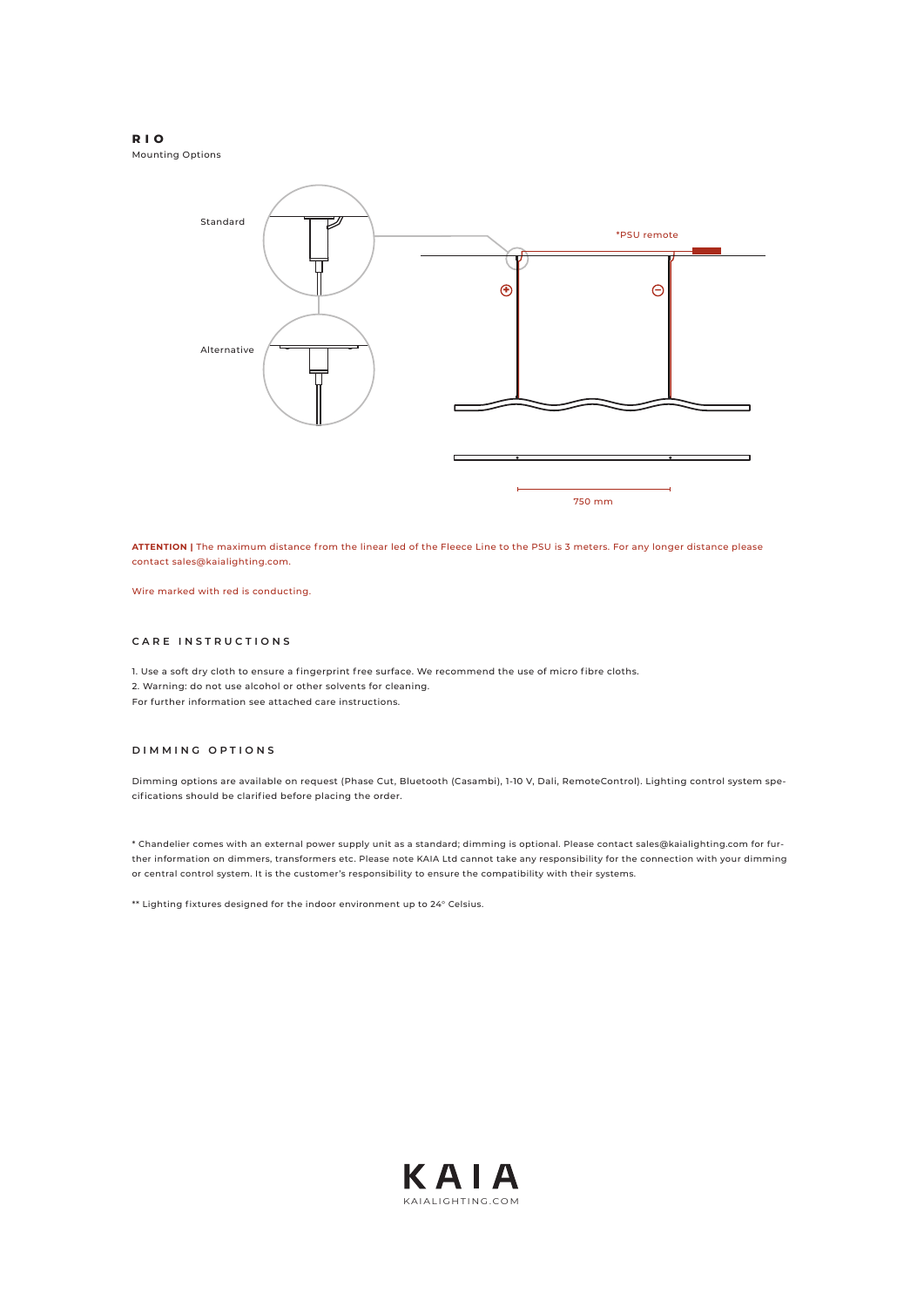# RIO

Mounting Options

Standard

Alternative

*PSU remote

750 mm

**ATTENTION |** The maximum distance from the linear led of the Fleece Line to the PSU is 3 meters. For any longer distance please contact sales@kaialighting.com.

Wire marked with red is conducting.

## CARE INSTRUCTIONS

1. Use a soft dry cloth to ensure a fingerprint free surface. We recommend the use of micro fibre cloths.
2. Warning: do not use alcohol or other solvents for cleaning.

For further information see attached care instructions.

## DIMMING OPTIONS

Dimming options are available on request (Phase Cut, Bluetooth (Casambi), 1-10 V, Dali, RemoteControl). Lighting control system specifications should be clarified before placing the order.

* Chandelier comes with an external power supply unit as a standard; dimming is optional. Please contact sales@kaialighting.com for further information on dimmers, transformers etc. Please note KAIA Ltd cannot take any responsibility for the connection with your dimming or central control system. It is the customer's responsibility to ensure the compatibility with their systems.

** Lighting fixtures designed for the indoor environment up to 24° Celsius.

KAIA

KAIALIGHTING.COM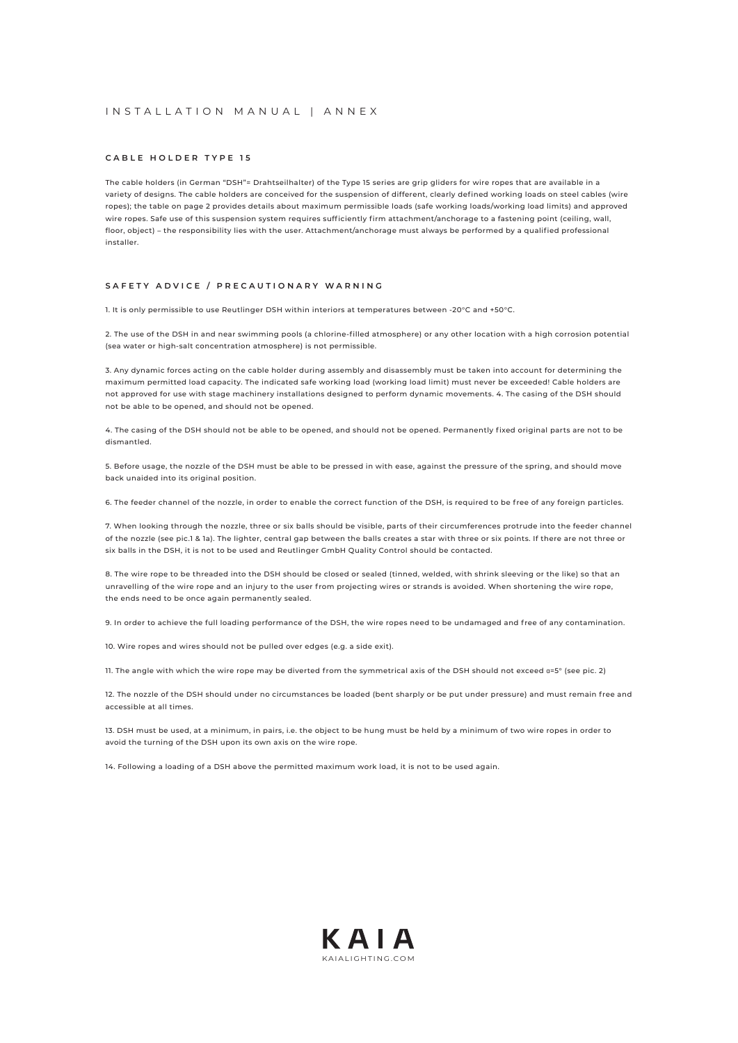# INSTALLATION MANUAL | ANNEX

## CABLE HOLDER TYPE 15

The cable holders (in German "DSH"= Drahtseilhalter) of the Type 15 series are grip gliders for wire ropes that are available in a variety of designs. The cable holders are conceived for the suspension of different, clearly defined working loads on steel cables (wire ropes); the table on page 2 provides details about maximum permissible loads (safe working loads/working load limits) and approved wire ropes. Safe use of this suspension system requires sufficiently firm attachment/anchorage to a fastening point (ceiling, wall, floor, object) – the responsibility lies with the user. Attachment/anchorage must always be performed by a qualified professional installer.

## SAFETY ADVICE / PRECAUTIONARY WARNING

1. It is only permissible to use Reutlinger DSH within interiors at temperatures between -20°C and +50°C.

2. The use of the DSH in and near swimming pools (a chlorine-filled atmosphere) or any other location with a high corrosion potential (sea water or high-salt concentration atmosphere) is not permissible.

3. Any dynamic forces acting on the cable holder during assembly and disassembly must be taken into account for determining the maximum permitted load capacity. The indicated safe working load (working load limit) must never be exceeded! Cable holders are not approved for use with stage machinery installations designed to perform dynamic movements. 4. The casing of the DSH should not be able to be opened, and should not be opened.

4. The casing of the DSH should not be able to be opened, and should not be opened. Permanently fixed original parts are not to be dismantled.

5. Before usage, the nozzle of the DSH must be able to be pressed in with ease, against the pressure of the spring, and should move back unaided into its original position.

6. The feeder channel of the nozzle, in order to enable the correct function of the DSH, is required to be free of any foreign particles.

7. When looking through the nozzle, three or six balls should be visible, parts of their circumferences protrude into the feeder channel of the nozzle (see pic.1 & 1a). The lighter, central gap between the balls creates a star with three or six points. If there are not three or six balls in the DSH, it is not to be used and Reutlinger GmbH Quality Control should be contacted.

8. The wire rope to be threaded into the DSH should be closed or sealed (tinned, welded, with shrink sleeving or the like) so that an unravelling of the wire rope and an injury to the user from projecting wires or strands is avoided. When shortening the wire rope, the ends need to be once again permanently sealed.

9. In order to achieve the full loading performance of the DSH, the wire ropes need to be undamaged and free of any contamination.

10. Wire ropes and wires should not be pulled over edges (e.g. a side exit).

11. The angle with which the wire rope may be diverted from the symmetrical axis of the DSH should not exceed $\alpha=5°$ (see pic. 2)

12. The nozzle of the DSH should under no circumstances be loaded (bent sharply or be put under pressure) and must remain free and accessible at all times.

13. DSH must be used, at a minimum, in pairs, i.e. the object to be hung must be held by a minimum of two wire ropes in order to avoid the turning of the DSH upon its own axis on the wire rope.

14. Following a loading of a DSH above the permitted maximum work load, it is not to be used again.

KAIA
KAIALIGHTING.COM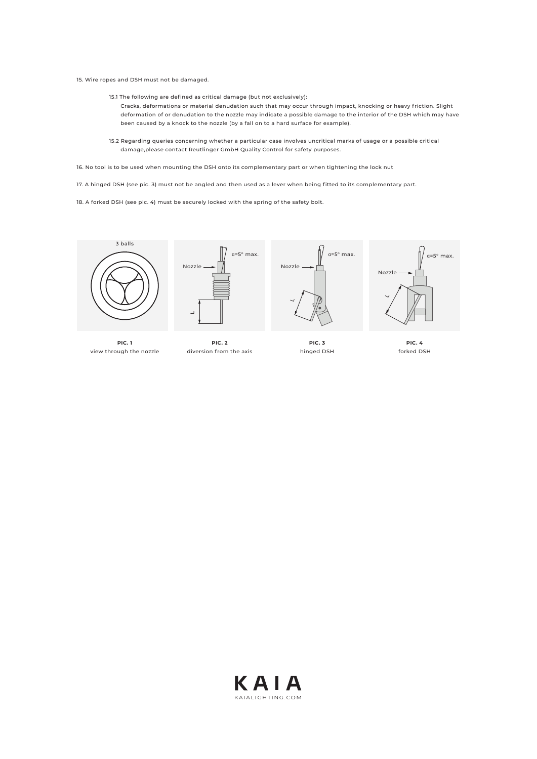15. Wire ropes and DSH must not be damaged.

    15.1 The following are defined as critical damage (but not exclusively):
    Cracks, deformations or material denudation such that may occur through impact, knocking or heavy friction. Slight deformation of or denudation to the nozzle may indicate a possible damage to the interior of the DSH which may have been caused by a knock to the nozzle (by a fall on to a hard surface for example).

    15.2 Regarding queries concerning whether a particular case involves uncritical marks of usage or a possible critical damage,please contact Reutlinger GmbH Quality Control for safety purposes.

16. No tool is to be used when mounting the DSH onto its complementary part or when tightening the lock nut

17. A hinged DSH (see pic. 3) must not be angled and then used as a lever when being fitted to its complementary part.

18. A forked DSH (see pic. 4) must be securely locked with the spring of the safety bolt.

3 balls

**PIC. 1**
view through the nozzle

Nozzle
α=5° max.
L

**PIC. 2**
diversion from the axis

Nozzle
α=5° max.
L

**PIC. 3**
hinged DSH

Nozzle
α=5° max.
L

**PIC. 4**
forked DSH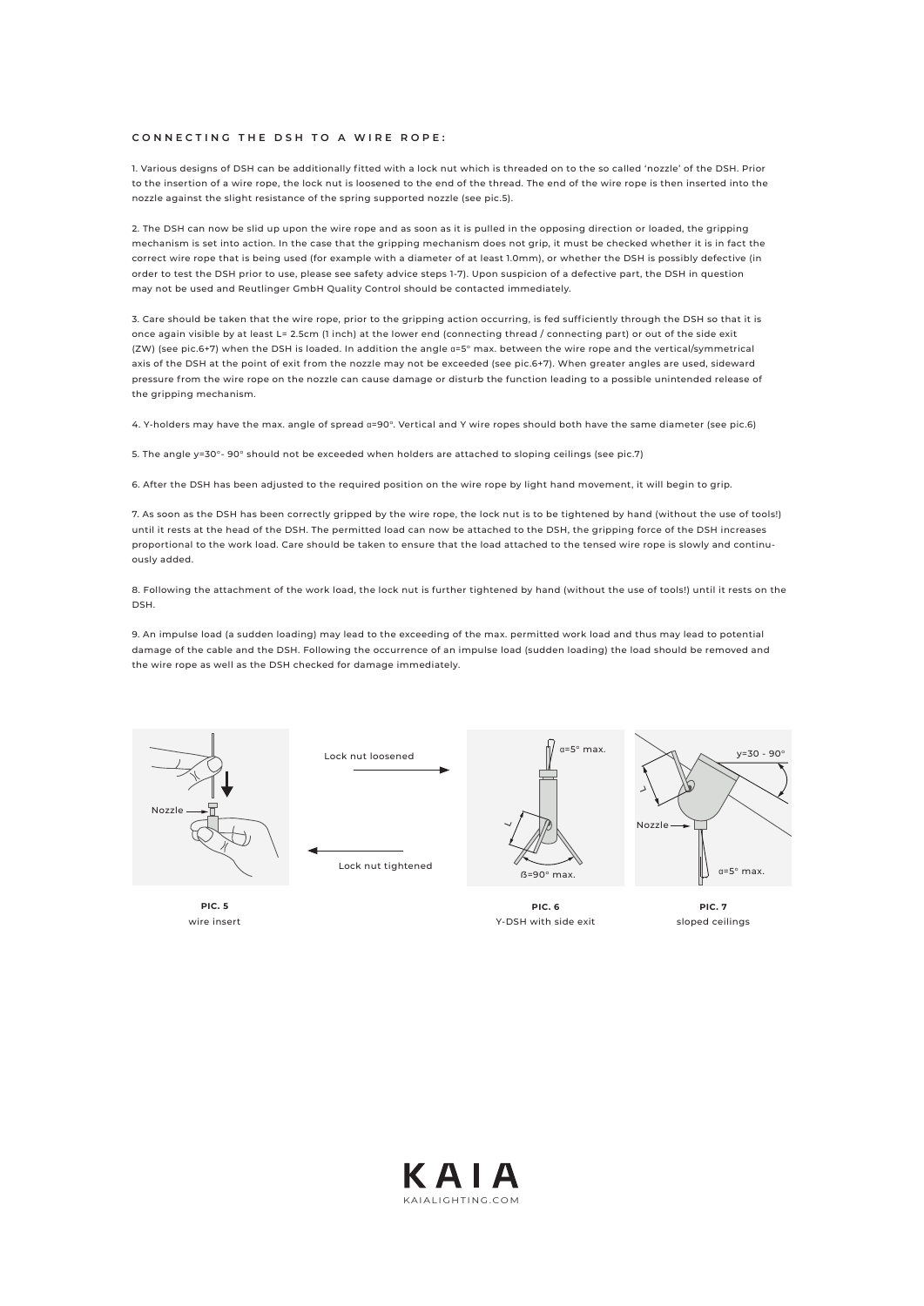## CONNECTING THE DSH TO A WIRE ROPE:

1. Various designs of DSH can be additionally fitted with a lock nut which is threaded on to the so called 'nozzle' of the DSH. Prior to the insertion of a wire rope, the lock nut is loosened to the end of the thread. The end of the wire rope is then inserted into the nozzle against the slight resistance of the spring supported nozzle (see pic.5).

2. The DSH can now be slid up upon the wire rope and as soon as it is pulled in the opposing direction or loaded, the gripping mechanism is set into action. In the case that the gripping mechanism does not grip, it must be checked whether it is in fact the correct wire rope that is being used (for example with a diameter of at least 1.0mm), or whether the DSH is possibly defective (in order to test the DSH prior to use, please see safety advice steps 1-7). Upon suspicion of a defective part, the DSH in question may not be used and Reutlinger GmbH Quality Control should be contacted immediately.

3. Care should be taken that the wire rope, prior to the gripping action occurring, is fed sufficiently through the DSH so that it is once again visible by at least L= 2.5cm (1 inch) at the lower end (connecting thread / connecting part) or out of the side exit (ZW) (see pic.6+7) when the DSH is loaded. In addition the angle α=5° max. between the wire rope and the vertical/symmetrical axis of the DSH at the point of exit from the nozzle may not be exceeded (see pic.6+7). When greater angles are used, sideward pressure from the wire rope on the nozzle can cause damage or disturb the function leading to a possible unintended release of the gripping mechanism.

4. Y-holders may have the max. angle of spread α=90°. Vertical and Y wire ropes should both have the same diameter (see pic.6)

5. The angle y=30°- 90° should not be exceeded when holders are attached to sloping ceilings (see pic.7)

6. After the DSH has been adjusted to the required position on the wire rope by light hand movement, it will begin to grip.

7. As soon as the DSH has been correctly gripped by the wire rope, the lock nut is to be tightened by hand (without the use of tools!) until it rests at the head of the DSH. The permitted load can now be attached to the DSH, the gripping force of the DSH increases proportional to the work load. Care should be taken to ensure that the load attached to the tensed wire rope is slowly and continuously added.

8. Following the attachment of the work load, the lock nut is further tightened by hand (without the use of tools!) until it rests on the DSH.

9. An impulse load (a sudden loading) may lead to the exceeding of the max. permitted work load and thus may lead to potential damage of the cable and the DSH. Following the occurrence of an impulse load (sudden loading) the load should be removed and the wire rope as well as the DSH checked for damage immediately.

Nozzle

Lock nut loosened

Lock nut tightened

α=5° max.

L

ß=90° max.

y=30 - 90°

L

Nozzle

α=5° max.

**PIC. 5**
wire insert

**PIC. 6**
Y-DSH with side exit

**PIC. 7**
sloped ceilings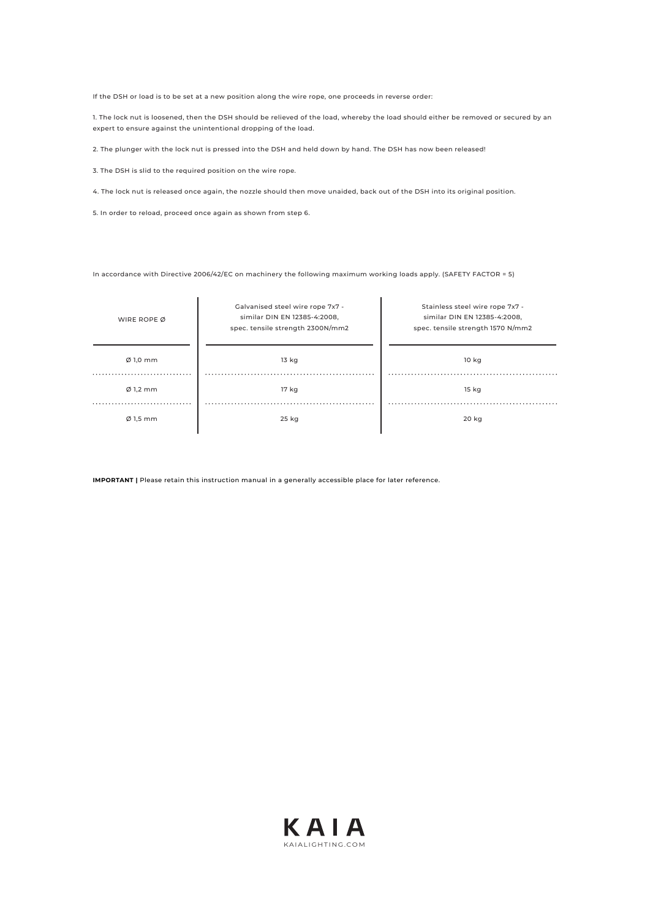If the DSH or load is to be set at a new position along the wire rope, one proceeds in reverse order:

1. The lock nut is loosened, then the DSH should be relieved of the load, whereby the load should either be removed or secured by an expert to ensure against the unintentional dropping of the load.

2. The plunger with the lock nut is pressed into the DSH and held down by hand. The DSH has now been released!

3. The DSH is slid to the required position on the wire rope.

4. The lock nut is released once again, the nozzle should then move unaided, back out of the DSH into its original position.

5. In order to reload, proceed once again as shown from step 6.

In accordance with Directive 2006/42/EC on machinery the following maximum working loads apply. (SAFETY FACTOR = 5)

| WIRE ROPE Ø | Galvanised steel wire rope 7x7 - similar DIN EN 12385-4:2008, spec. tensile strength 2300N/mm2 | Stainless steel wire rope 7x7 - similar DIN EN 12385-4:2008, spec. tensile strength 1570 N/mm2 |
|---|---|---|
| Ø 1,0 mm | 13 kg | 10 kg |
| Ø 1,2 mm | 17 kg | 15 kg |
| Ø 1,5 mm | 25 kg | 20 kg |

**IMPORTANT |** Please retain this instruction manual in a generally accessible place for later reference.

KAIA
KAIALIGHTING.COM